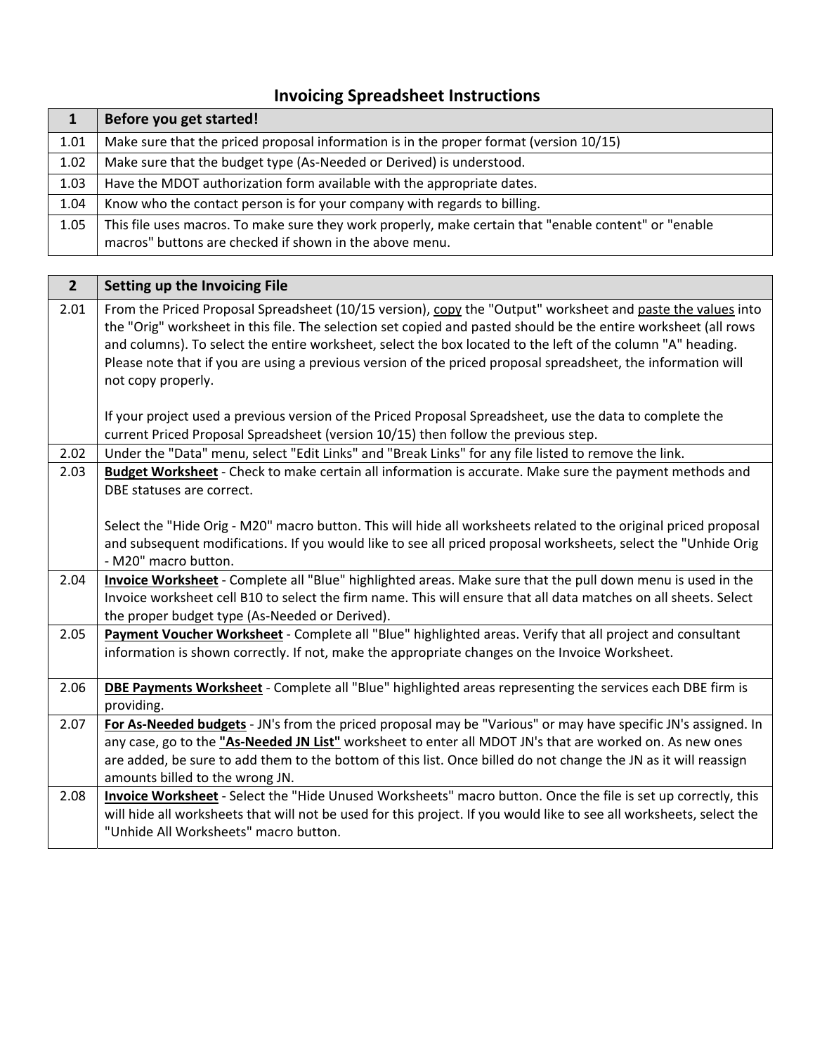# Invoicing Spreadsheet Instructions

| 1 | **Before you get started!** |
|---|---|
| 1.01 | Make sure that the priced proposal information is in the proper format (version 10/15) |
| 1.02 | Make sure that the budget type (As-Needed or Derived) is understood. |
| 1.03 | Have the MDOT authorization form available with the appropriate dates. |
| 1.04 | Know who the contact person is for your company with regards to billing. |
| 1.05 | This file uses macros. To make sure they work properly, make certain that "enable content" or "enable macros" buttons are checked if shown in the above menu. |

| 2 | **Setting up the Invoicing File** |
|---|---|
| 2.01 | From the Priced Proposal Spreadsheet (10/15 version), <u>copy</u> the "Output" worksheet and <u>paste the values</u> into the "Orig" worksheet in this file. The selection set copied and pasted should be the entire worksheet (all rows and columns). To select the entire worksheet, select the box located to the left of the column "A" heading. Please note that if you are using a previous version of the priced proposal spreadsheet, the information will not copy properly.<br><br>If your project used a previous version of the Priced Proposal Spreadsheet, use the data to complete the current Priced Proposal Spreadsheet (version 10/15) then follow the previous step. |
| 2.02 | Under the "Data" menu, select "Edit Links" and "Break Links" for any file listed to remove the link. |
| 2.03 | **<u>Budget Worksheet</u>** - Check to make certain all information is accurate. Make sure the payment methods and DBE statuses are correct.<br><br>Select the "Hide Orig - M20" macro button. This will hide all worksheets related to the original priced proposal and subsequent modifications. If you would like to see all priced proposal worksheets, select the "Unhide Orig - M20" macro button. |
| 2.04 | **<u>Invoice Worksheet</u>** - Complete all "Blue" highlighted areas. Make sure that the pull down menu is used in the Invoice worksheet cell B10 to select the firm name. This will ensure that all data matches on all sheets. Select the proper budget type (As-Needed or Derived). |
| 2.05 | **<u>Payment Voucher Worksheet</u>** - Complete all "Blue" highlighted areas. Verify that all project and consultant information is shown correctly. If not, make the appropriate changes on the Invoice Worksheet. |
| 2.06 | **<u>DBE Payments Worksheet</u>** - Complete all "Blue" highlighted areas representing the services each DBE firm is providing. |
| 2.07 | **<u>For As-Needed budgets</u>** - JN's from the priced proposal may be "Various" or may have specific JN's assigned. In any case, go to the **<u>"As-Needed JN List"</u>** worksheet to enter all MDOT JN's that are worked on. As new ones are added, be sure to add them to the bottom of this list. Once billed do not change the JN as it will reassign amounts billed to the wrong JN. |
| 2.08 | **<u>Invoice Worksheet</u>** - Select the "Hide Unused Worksheets" macro button. Once the file is set up correctly, this will hide all worksheets that will not be used for this project. If you would like to see all worksheets, select the "Unhide All Worksheets" macro button. |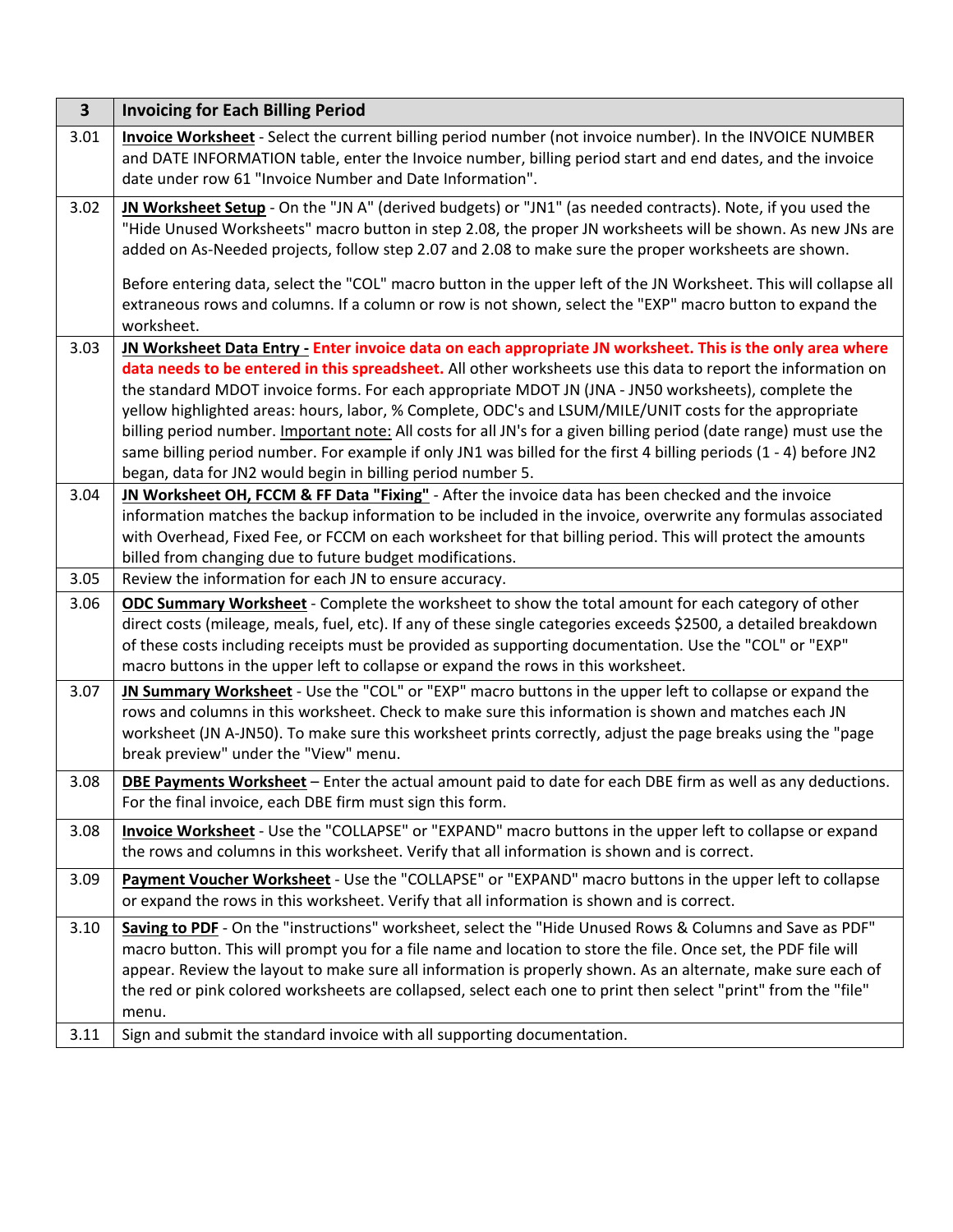| 3 | Invoicing for Each Billing Period |
|---|---|
| 3.01 | **Invoice Worksheet** - Select the current billing period number (not invoice number). In the INVOICE NUMBER and DATE INFORMATION table, enter the Invoice number, billing period start and end dates, and the invoice date under row 61 "Invoice Number and Date Information". |
| 3.02 | **JN Worksheet Setup** - On the "JN A" (derived budgets) or "JN1" (as needed contracts). Note, if you used the "Hide Unused Worksheets" macro button in step 2.08, the proper JN worksheets will be shown. As new JNs are added on As-Needed projects, follow step 2.07 and 2.08 to make sure the proper worksheets are shown.<br><br>Before entering data, select the "COL" macro button in the upper left of the JN Worksheet. This will collapse all extraneous rows and columns. If a column or row is not shown, select the "EXP" macro button to expand the worksheet. |
| 3.03 | **JN Worksheet Data Entry - Enter invoice data on each appropriate JN worksheet. This is the only area where data needs to be entered in this spreadsheet.** All other worksheets use this data to report the information on the standard MDOT invoice forms. For each appropriate MDOT JN (JNA - JN50 worksheets), complete the yellow highlighted areas: hours, labor, % Complete, ODC's and LSUM/MILE/UNIT costs for the appropriate billing period number. Important note: All costs for all JN's for a given billing period (date range) must use the same billing period number. For example if only JN1 was billed for the first 4 billing periods (1 - 4) before JN2 began, data for JN2 would begin in billing period number 5. |
| 3.04 | **JN Worksheet OH, FCCM & FF Data "Fixing"** - After the invoice data has been checked and the invoice information matches the backup information to be included in the invoice, overwrite any formulas associated with Overhead, Fixed Fee, or FCCM on each worksheet for that billing period. This will protect the amounts billed from changing due to future budget modifications. |
| 3.05 | Review the information for each JN to ensure accuracy. |
| 3.06 | **ODC Summary Worksheet** - Complete the worksheet to show the total amount for each category of other direct costs (mileage, meals, fuel, etc). If any of these single categories exceeds $2500, a detailed breakdown of these costs including receipts must be provided as supporting documentation. Use the "COL" or "EXP" macro buttons in the upper left to collapse or expand the rows in this worksheet. |
| 3.07 | **JN Summary Worksheet** - Use the "COL" or "EXP" macro buttons in the upper left to collapse or expand the rows and columns in this worksheet. Check to make sure this information is shown and matches each JN worksheet (JN A-JN50). To make sure this worksheet prints correctly, adjust the page breaks using the "page break preview" under the "View" menu. |
| 3.08 | **DBE Payments Worksheet** – Enter the actual amount paid to date for each DBE firm as well as any deductions. For the final invoice, each DBE firm must sign this form. |
| 3.08 | **Invoice Worksheet** - Use the "COLLAPSE" or "EXPAND" macro buttons in the upper left to collapse or expand the rows and columns in this worksheet. Verify that all information is shown and is correct. |
| 3.09 | **Payment Voucher Worksheet** - Use the "COLLAPSE" or "EXPAND" macro buttons in the upper left to collapse or expand the rows in this worksheet. Verify that all information is shown and is correct. |
| 3.10 | **Saving to PDF** - On the "instructions" worksheet, select the "Hide Unused Rows & Columns and Save as PDF" macro button. This will prompt you for a file name and location to store the file. Once set, the PDF file will appear. Review the layout to make sure all information is properly shown. As an alternate, make sure each of the red or pink colored worksheets are collapsed, select each one to print then select "print" from the "file" menu. |
| 3.11 | Sign and submit the standard invoice with all supporting documentation. |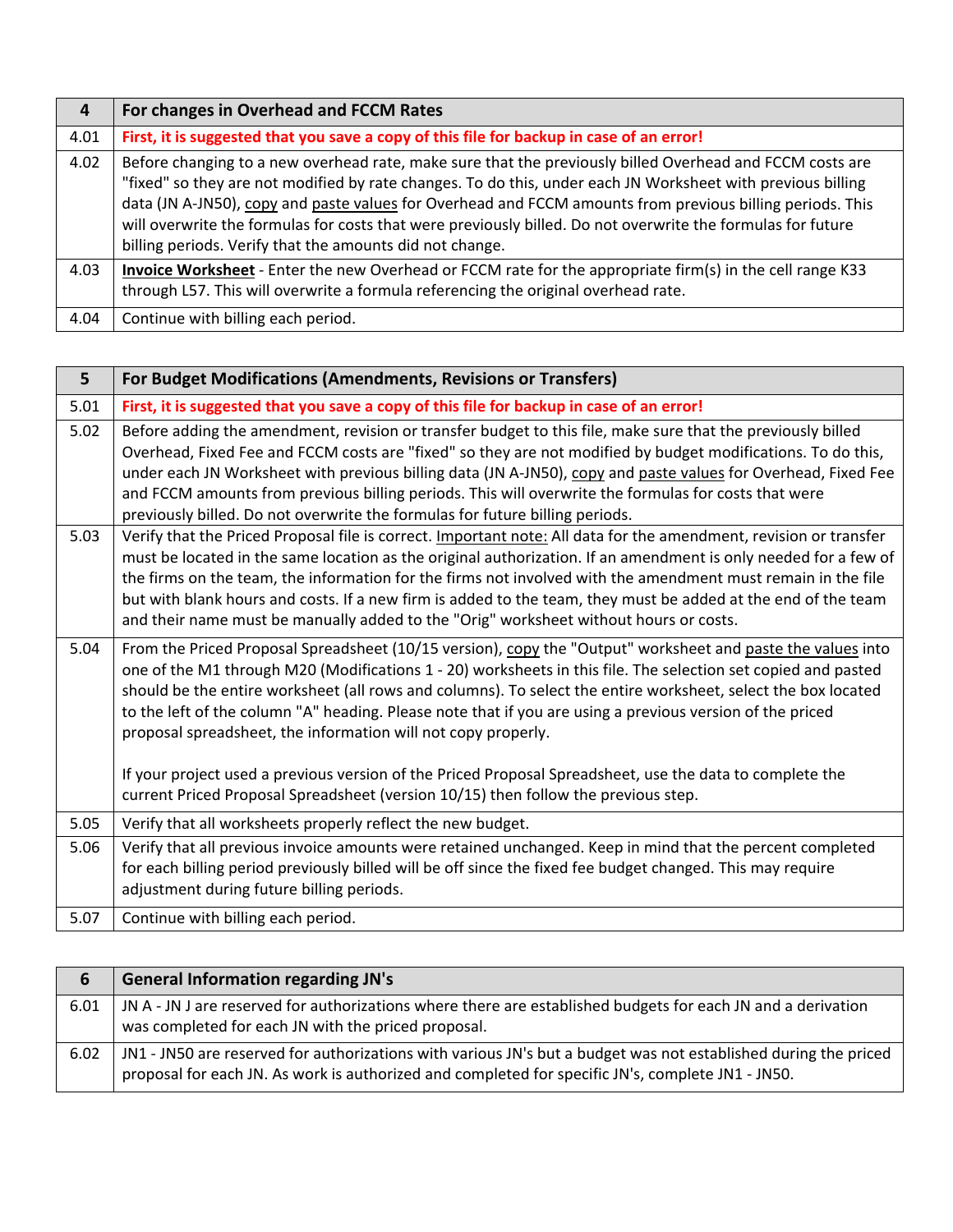| 4 | **For changes in Overhead and FCCM Rates** |
|---|---|
| 4.01 | **First, it is suggested that you save a copy of this file for backup in case of an error!** |
| 4.02 | Before changing to a new overhead rate, make sure that the previously billed Overhead and FCCM costs are "fixed" so they are not modified by rate changes. To do this, under each JN Worksheet with previous billing data (JN A-JN50), copy and paste values for Overhead and FCCM amounts from previous billing periods. This will overwrite the formulas for costs that were previously billed. Do not overwrite the formulas for future billing periods. Verify that the amounts did not change. |
| 4.03 | **Invoice Worksheet** - Enter the new Overhead or FCCM rate for the appropriate firm(s) in the cell range K33 through L57. This will overwrite a formula referencing the original overhead rate. |
| 4.04 | Continue with billing each period. |

| 5 | **For Budget Modifications (Amendments, Revisions or Transfers)** |
|---|---|
| 5.01 | **First, it is suggested that you save a copy of this file for backup in case of an error!** |
| 5.02 | Before adding the amendment, revision or transfer budget to this file, make sure that the previously billed Overhead, Fixed Fee and FCCM costs are "fixed" so they are not modified by budget modifications. To do this, under each JN Worksheet with previous billing data (JN A-JN50), copy and paste values for Overhead, Fixed Fee and FCCM amounts from previous billing periods. This will overwrite the formulas for costs that were previously billed. Do not overwrite the formulas for future billing periods. |
| 5.03 | Verify that the Priced Proposal file is correct. Important note: All data for the amendment, revision or transfer must be located in the same location as the original authorization. If an amendment is only needed for a few of the firms on the team, the information for the firms not involved with the amendment must remain in the file but with blank hours and costs. If a new firm is added to the team, they must be added at the end of the team and their name must be manually added to the "Orig" worksheet without hours or costs. |
| 5.04 | From the Priced Proposal Spreadsheet (10/15 version), copy the "Output" worksheet and paste the values into one of the M1 through M20 (Modifications 1 - 20) worksheets in this file. The selection set copied and pasted should be the entire worksheet (all rows and columns). To select the entire worksheet, select the box located to the left of the column "A" heading. Please note that if you are using a previous version of the priced proposal spreadsheet, the information will not copy properly.<br><br>If your project used a previous version of the Priced Proposal Spreadsheet, use the data to complete the current Priced Proposal Spreadsheet (version 10/15) then follow the previous step. |
| 5.05 | Verify that all worksheets properly reflect the new budget. |
| 5.06 | Verify that all previous invoice amounts were retained unchanged. Keep in mind that the percent completed for each billing period previously billed will be off since the fixed fee budget changed. This may require adjustment during future billing periods. |
| 5.07 | Continue with billing each period. |

| 6 | **General Information regarding JN's** |
|---|---|
| 6.01 | JN A - JN J are reserved for authorizations where there are established budgets for each JN and a derivation was completed for each JN with the priced proposal. |
| 6.02 | JN1 - JN50 are reserved for authorizations with various JN's but a budget was not established during the priced proposal for each JN. As work is authorized and completed for specific JN's, complete JN1 - JN50. |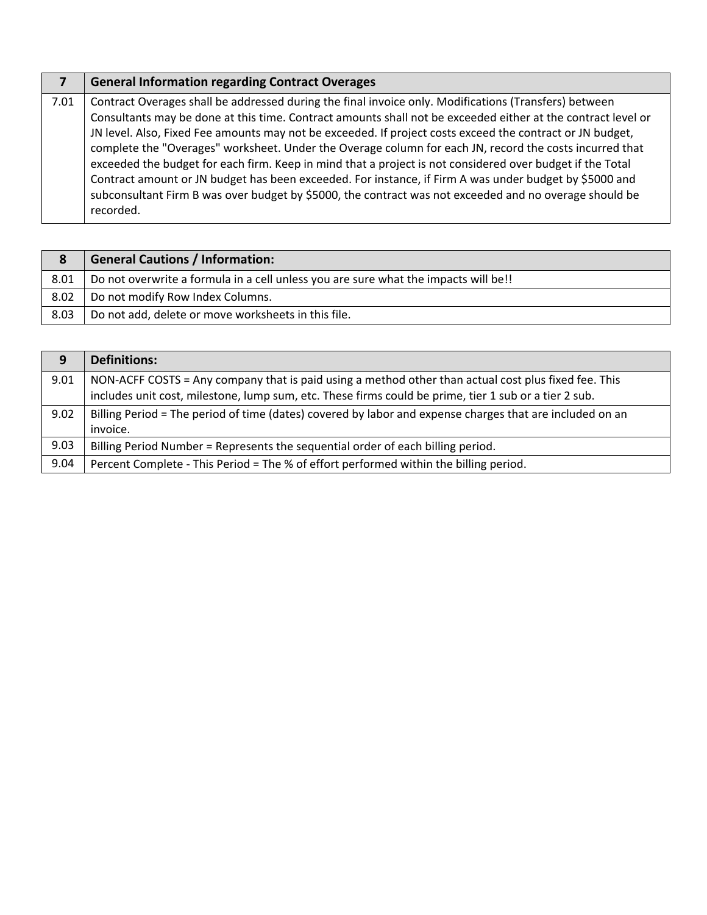| 7 | General Information regarding Contract Overages |
|---|---|
| 7.01 | Contract Overages shall be addressed during the final invoice only. Modifications (Transfers) between Consultants may be done at this time. Contract amounts shall not be exceeded either at the contract level or JN level. Also, Fixed Fee amounts may not be exceeded. If project costs exceed the contract or JN budget, complete the "Overages" worksheet. Under the Overage column for each JN, record the costs incurred that exceeded the budget for each firm. Keep in mind that a project is not considered over budget if the Total Contract amount or JN budget has been exceeded. For instance, if Firm A was under budget by $5000 and subconsultant Firm B was over budget by $5000, the contract was not exceeded and no overage should be recorded. |

| 8 | General Cautions / Information: |
|---|---|
| 8.01 | Do not overwrite a formula in a cell unless you are sure what the impacts will be!! |
| 8.02 | Do not modify Row Index Columns. |
| 8.03 | Do not add, delete or move worksheets in this file. |

| 9 | Definitions: |
|---|---|
| 9.01 | NON-ACFF COSTS = Any company that is paid using a method other than actual cost plus fixed fee. This includes unit cost, milestone, lump sum, etc. These firms could be prime, tier 1 sub or a tier 2 sub. |
| 9.02 | Billing Period = The period of time (dates) covered by labor and expense charges that are included on an invoice. |
| 9.03 | Billing Period Number = Represents the sequential order of each billing period. |
| 9.04 | Percent Complete - This Period = The % of effort performed within the billing period. |